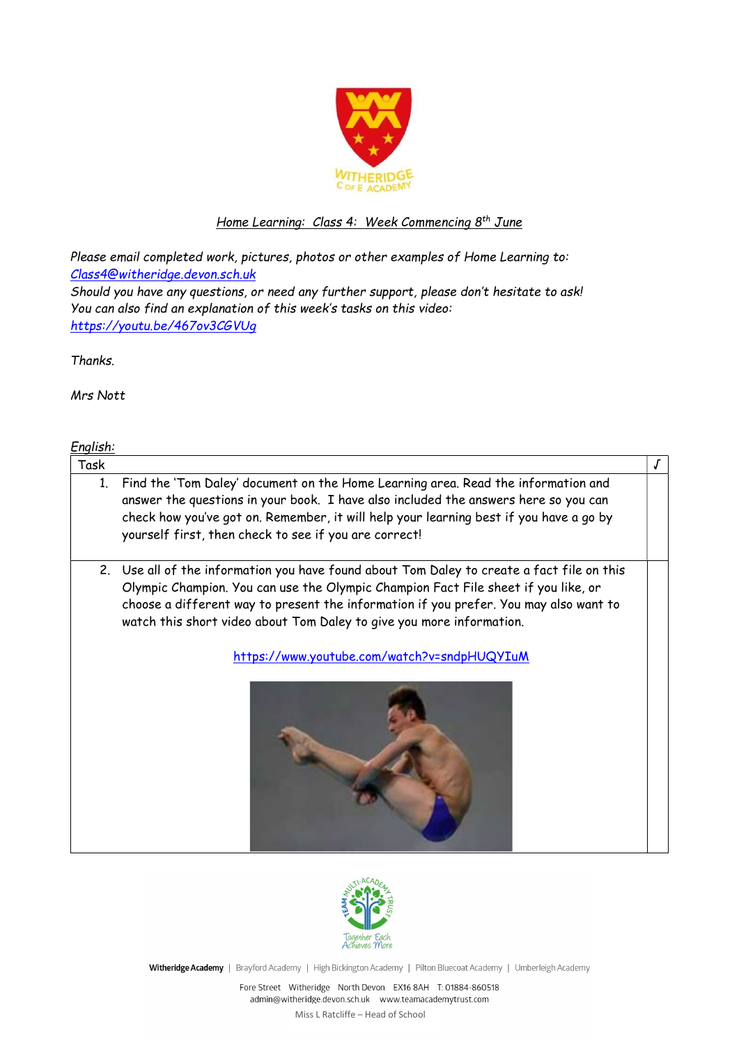## *Home Learning: Class 4: Week Commencing 8th June*

*Please email completed work, pictures, photos or other examples of Home Learning to:*
*[Class4@witheridge.devon.sch.uk](mailto:Class4@witheridge.devon.sch.uk)*
*Should you have any questions, or need any further support, please don't hesitate to ask!*
*You can also find an explanation of this week's tasks on this video:*
*[https://youtu.be/467ov3CGVUg](https://youtu.be/467ov3CGVUg)*

*Thanks.*

*Mrs Nott*

*English:*

| Task | √ |
|---|---|
| 1. Find the 'Tom Daley' document on the Home Learning area. Read the information and answer the questions in your book. I have also included the answers here so you can check how you've got on. Remember, it will help your learning best if you have a go by yourself first, then check to see if you are correct! | |
| 2. Use all of the information you have found about Tom Daley to create a fact file on this Olympic Champion. You can use the Olympic Champion Fact File sheet if you like, or choose a different way to present the information if you prefer. You may also want to watch this short video about Tom Daley to give you more information. [https://www.youtube.com/watch?v=sndpHUQYIuM](https://www.youtube.com/watch?v=sndpHUQYIuM) | |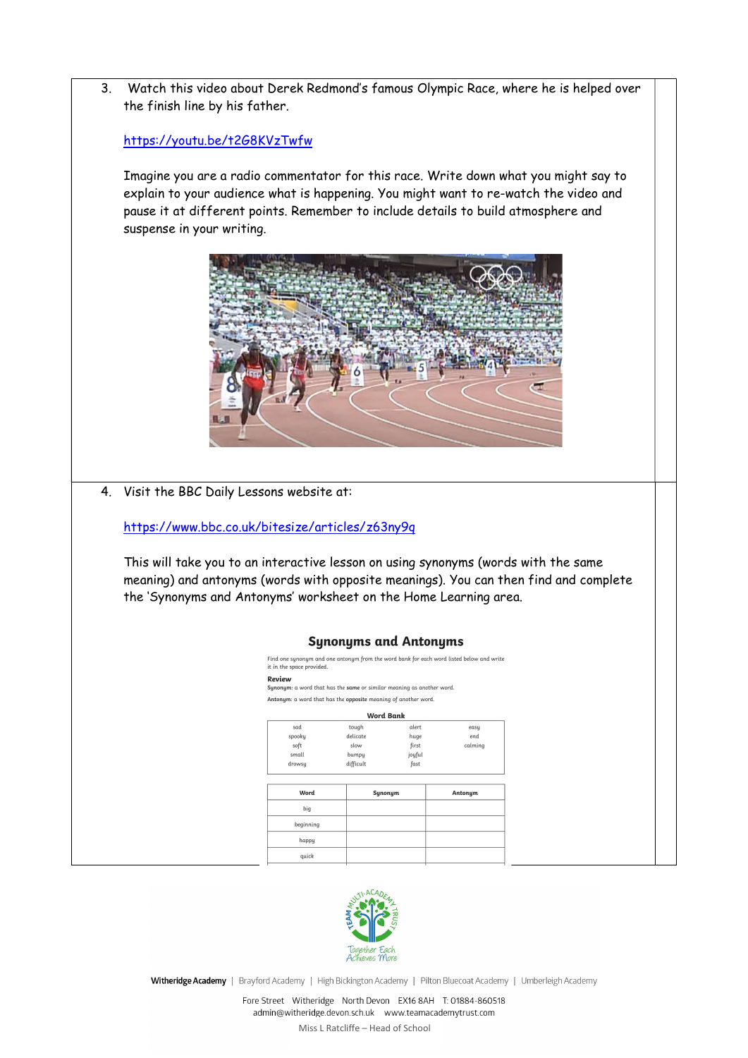3. Watch this video about Derek Redmond's famous Olympic Race, where he is helped over the finish line by his father.

   https://youtu.be/t2G8KVzTwfw

   Imagine you are a radio commentator for this race. Write down what you might say to explain to your audience what is happening. You might want to re-watch the video and pause it at different points. Remember to include details to build atmosphere and suspense in your writing.

4. Visit the BBC Daily Lessons website at:

   https://www.bbc.co.uk/bitesize/articles/z63ny9q

   This will take you to an interactive lesson on using synonyms (words with the same meaning) and antonyms (words with opposite meanings). You can then find and complete the 'Synonyms and Antonyms' worksheet on the Home Learning area.

## Synonyms and Antonyms

Find one synonym and one antonym from the word bank for each word listed below and write it in the space provided.

**Review**

**Synonym**: a word that has the **same** or similar meaning as another word.

**Antonym**: a word that has the **opposite** meaning of another word.

**Word Bank**

| | | | |
|---|---|---|---|
| sad | tough | alert | easy |
| spooky | delicate | huge | end |
| soft | slow | first | calming |
| small | bumpy | joyful | |
| drowsy | difficult | fast | |

| Word | Synonym | Antonym |
|---|---|---|
| big | | |
| beginning | | |
| happy | | |
| quick | | |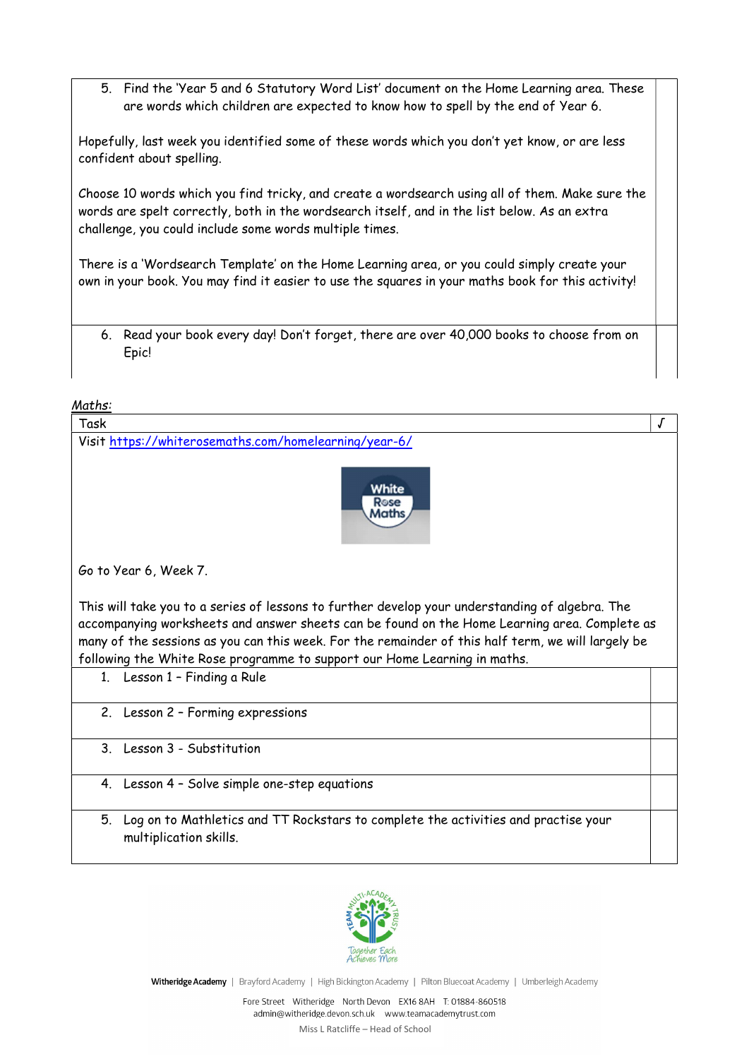| | |
|---|---|
| 5. Find the 'Year 5 and 6 Statutory Word List' document on the Home Learning area. These are words which children are expected to know how to spell by the end of Year 6.<br><br>Hopefully, last week you identified some of these words which you don't yet know, or are less confident about spelling.<br><br>Choose 10 words which you find tricky, and create a wordsearch using all of them. Make sure the words are spelt correctly, both in the wordsearch itself, and in the list below. As an extra challenge, you could include some words multiple times.<br><br>There is a 'Wordsearch Template' on the Home Learning area, or you could simply create your own in your book. You may find it easier to use the squares in your maths book for this activity! | |
| 6. Read your book every day! Don't forget, there are over 40,000 books to choose from on Epic! | |

*Maths:*

| Task | √ |
|---|---|
| Visit https://whiterosemaths.com/homelearning/year-6/<br><br>Go to Year 6, Week 7.<br><br>This will take you to a series of lessons to further develop your understanding of algebra. The accompanying worksheets and answer sheets can be found on the Home Learning area. Complete as many of the sessions as you can this week. For the remainder of this half term, we will largely be following the White Rose programme to support our Home Learning in maths. | |
| 1. Lesson 1 – Finding a Rule | |
| 2. Lesson 2 – Forming expressions | |
| 3. Lesson 3 - Substitution | |
| 4. Lesson 4 – Solve simple one-step equations | |
| 5. Log on to Mathletics and TT Rockstars to complete the activities and practise your multiplication skills. | |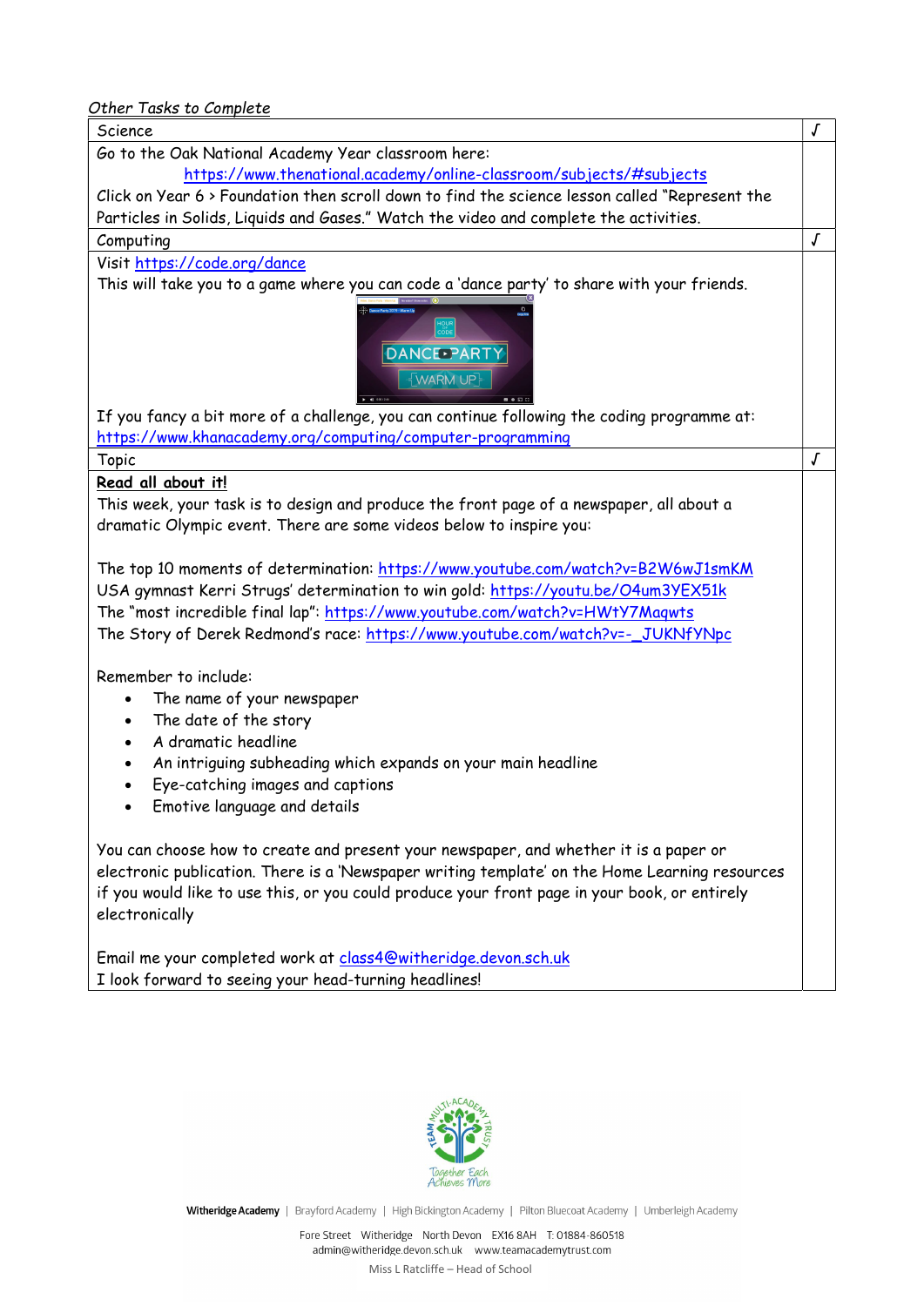*Other Tasks to Complete*

| | |
|---|---|
| Science | √ |
| Go to the Oak National Academy Year classroom here: https://www.thenational.academy/online-classroom/subjects/#subjects<br>Click on Year 6 > Foundation then scroll down to find the science lesson called "Represent the Particles in Solids, Liquids and Gases." Watch the video and complete the activities. | |
| Computing | √ |
| Visit https://code.org/dance<br>This will take you to a game where you can code a 'dance party' to share with your friends.<br>If you fancy a bit more of a challenge, you can continue following the coding programme at: https://www.khanacademy.org/computing/computer-programming | |
| Topic | √ |
| **Read all about it!**<br>This week, your task is to design and produce the front page of a newspaper, all about a dramatic Olympic event. There are some videos below to inspire you:<br><br>The top 10 moments of determination: https://www.youtube.com/watch?v=B2W6wJ1smKM<br>USA gymnast Kerri Strugs' determination to win gold: https://youtu.be/O4um3YEX51k<br>The "most incredible final lap": https://www.youtube.com/watch?v=HWtY7Maqwts<br>The Story of Derek Redmond's race: https://www.youtube.com/watch?v=-_JUKNfYNpc<br><br>Remember to include:<br>• The name of your newspaper<br>• The date of the story<br>• A dramatic headline<br>• An intriguing subheading which expands on your main headline<br>• Eye-catching images and captions<br>• Emotive language and details<br><br>You can choose how to create and present your newspaper, and whether it is a paper or electronic publication. There is a 'Newspaper writing template' on the Home Learning resources if you would like to use this, or you could produce your front page in your book, or entirely electronically<br><br>Email me your completed work at class4@witheridge.devon.sch.uk<br>I look forward to seeing your head-turning headlines! | |